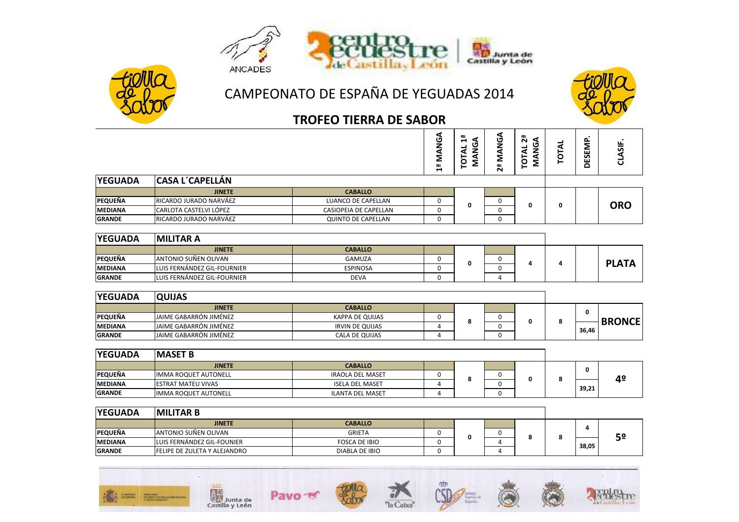# CAMPEONATO DE ESPAÑA DE YEGUADAS 2014

## TROFEO TIERRA DE SABOR

| | JINETE | CABALLO | 1ª MANGA | TOTAL 1ª MANGA | 2ª MANGA | TOTAL 2ª MANGA | TOTAL | DESEMP. | CLASIF. |
|---|---|---|---|---|---|---|---|---|---|
| **YEGUADA** | **CASA L´CAPELLÁN** | | | | | | | | |
| PEQUEÑA | RICARDO JURADO NARVÁEZ | LUANCO DE CAPELLAN | 0 | 0 | 0 | 0 | 0 | | **ORO** |
| MEDIANA | CARLOTA CASTELVI LÓPEZ | CASIOPEIA DE CAPELLAN | 0 | | 0 | | | | |
| GRANDE | RICARDO JURADO NARVÁEZ | QUINTO DE CAPELLAN | 0 | | 0 | | | | |
| **YEGUADA** | **MILITAR A** | | | | | | | | |
| PEQUEÑA | ANTONIO SUÑEN OLIVAN | GAMUZA | 0 | 0 | 0 | 4 | 4 | | **PLATA** |
| MEDIANA | LUIS FERNÁNDEZ GIL-FOURNIER | ESPINOSA | 0 | | 0 | | | | |
| GRANDE | LUIS FERNÁNDEZ GIL-FOURNIER | DEVA | 0 | | 4 | | | | |
| **YEGUADA** | **QUIJAS** | | | | | | | | |
| PEQUEÑA | JAIME GABARRÓN JIMÉNEZ | KAPPA DE QUIJAS | 0 | 8 | 0 | 0 | 8 | 0 | **BRONCE** |
| MEDIANA | JAIME GABARRÓN JIMÉNEZ | IRVIN DE QUIJAS | 4 | | 0 | | | 36,46 | |
| GRANDE | JAIME GABARRÓN JIMÉNEZ | CALA DE QUIJAS | 4 | | 0 | | | | |
| **YEGUADA** | **MASET B** | | | | | | | | |
| PEQUEÑA | IMMA ROQUET AUTONELL | IRAOLA DEL MASET | 0 | 8 | 0 | 0 | 8 | 0 | **4º** |
| MEDIANA | ESTRAT MATEU VIVAS | ISELA DEL MASET | 4 | | 0 | | | 39,21 | |
| GRANDE | IMMA ROQUET AUTONELL | ILANTA DEL MASET | 4 | | 0 | | | | |
| **YEGUADA** | **MILITAR B** | | | | | | | | |
| PEQUEÑA | ANTONIO SUÑEN OLIVAN | GRIETA | 0 | 0 | 0 | 8 | 8 | 4 | **5º** |
| MEDIANA | LUIS FERNÁNDEZ GIL-FOUNIER | FOSCA DE IBIO | 0 | | 4 | | | 38,05 | |
| GRANDE | FELIPE DE ZULETA Y ALEJANDRO | DIABLA DE IBIO | 0 | | 4 | | | | |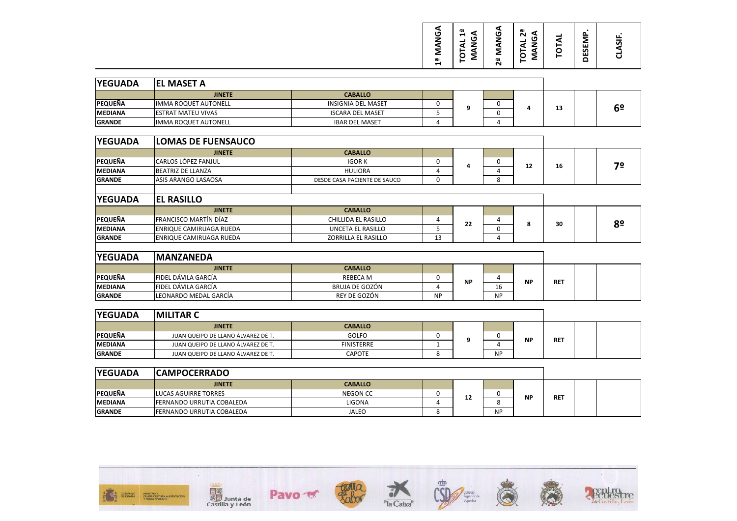| | | | 1ª MANGA | TOTAL 1ª MANGA | 2ª MANGA | TOTAL 2ª MANGA | TOTAL | DESEMP. | CLASIF. |
|---|---|---|---|---|---|---|---|---|---|
| **YEGUADA** | **EL MASET A** | | | | | | | | |
| | **JINETE** | **CABALLO** | | | | | | | |
| **PEQUEÑA** | IMMA ROQUET AUTONELL | INSIGNIA DEL MASET | 0 | 9 | 0 | 4 | 13 | | 6º |
| **MEDIANA** | ESTRAT MATEU VIVAS | ISCARA DEL MASET | 5 | | 0 | | | | |
| **GRANDE** | IMMA ROQUET AUTONELL | IBAR DEL MASET | 4 | | 4 | | | | |
| **YEGUADA** | **LOMAS DE FUENSAUCO** | | | | | | | | |
| | **JINETE** | **CABALLO** | | | | | | | |
| **PEQUEÑA** | CARLOS LÓPEZ FANJUL | IGOR K | 0 | 4 | 0 | 12 | 16 | | 7º |
| **MEDIANA** | BEATRIZ DE LLANZA | HULIORA | 4 | | 4 | | | | |
| **GRANDE** | ASIS ARANGO LASAOSA | DESDE CASA PACIENTE DE SAUCO | 0 | | 8 | | | | |
| **YEGUADA** | **EL RASILLO** | | | | | | | | |
| | **JINETE** | **CABALLO** | | | | | | | |
| **PEQUEÑA** | FRANCISCO MARTÍN DÍAZ | CHILLIDA EL RASILLO | 4 | 22 | 4 | 8 | 30 | | 8º |
| **MEDIANA** | ENRIQUE CAMIRUAGA RUEDA | UNCETA EL RASILLO | 5 | | 0 | | | | |
| **GRANDE** | ENRIQUE CAMIRUAGA RUEDA | ZORRILLA EL RASILLO | 13 | | 4 | | | | |
| **YEGUADA** | **MANZANEDA** | | | | | | | | |
| | **JINETE** | **CABALLO** | | | | | | | |
| **PEQUEÑA** | FIDEL DÁVILA GARCÍA | REBECA M | 0 | NP | 4 | NP | RET | | |
| **MEDIANA** | FIDEL DÁVILA GARCÍA | BRUJA DE GOZÓN | 4 | | 16 | | | | |
| **GRANDE** | LEONARDO MEDAL GARCÍA | REY DE GOZÓN | NP | | NP | | | | |
| **YEGUADA** | **MILITAR C** | | | | | | | | |
| | **JINETE** | **CABALLO** | | | | | | | |
| **PEQUEÑA** | JUAN QUEIPO DE LLANO ÁLVAREZ DE T. | GOLFO | 0 | 9 | 0 | NP | RET | | |
| **MEDIANA** | JUAN QUEIPO DE LLANO ÁLVAREZ DE T. | FINISTERRE | 1 | | 4 | | | | |
| **GRANDE** | JUAN QUEIPO DE LLANO ÁLVAREZ DE T. | CAPOTE | 8 | | NP | | | | |
| **YEGUADA** | **CAMPOCERRADO** | | | | | | | | |
| | **JINETE** | **CABALLO** | | | | | | | |
| **PEQUEÑA** | LUCAS AGUIRRE TORRES | NEGON CC | 0 | 12 | 0 | NP | RET | | |
| **MEDIANA** | FERNANDO URRUTIA COBALEDA | LIGONA | 4 | | 8 | | | | |
| **GRANDE** | FERNANDO URRUTIA COBALEDA | JALEO | 8 | | NP | | | | |